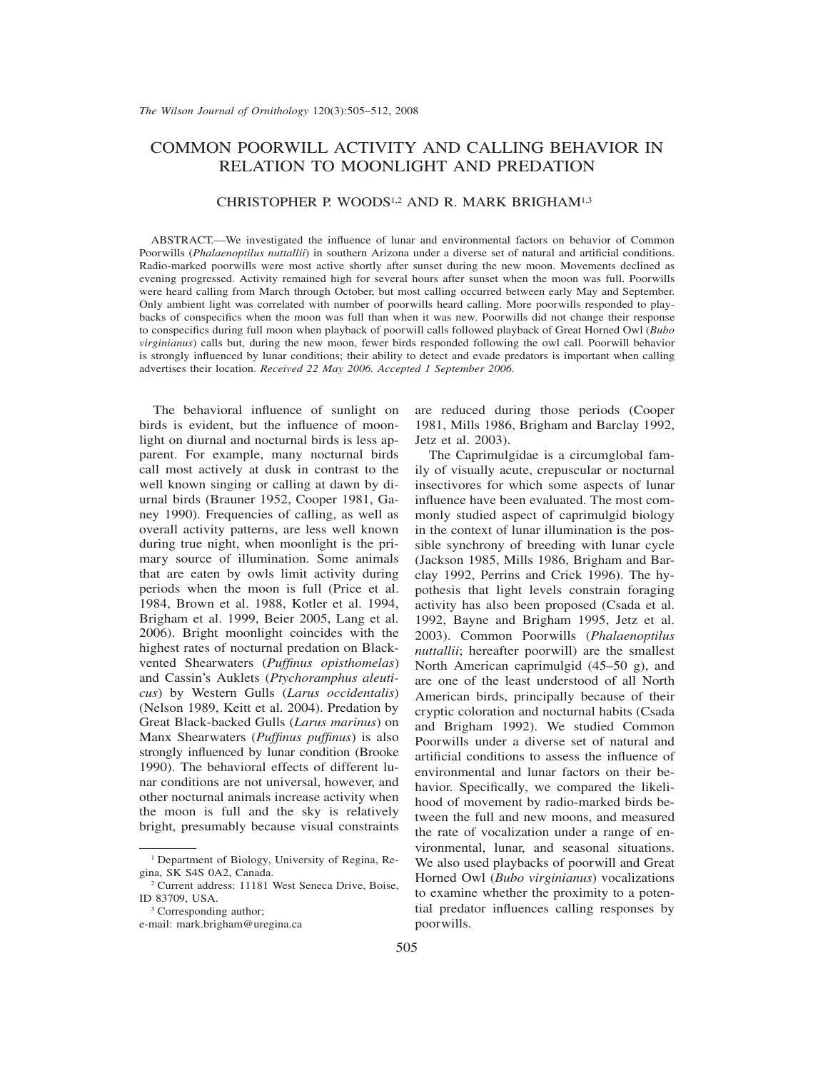# COMMON POORWILL ACTIVITY AND CALLING BEHAVIOR IN RELATION TO MOONLIGHT AND PREDATION

CHRISTOPHER P. WOODS[1,2] AND R. MARK BRIGHAM[1,3]

ABSTRACT.—We investigated the influence of lunar and environmental factors on behavior of Common Poorwills (*Phalaenoptilus nuttallii*) in southern Arizona under a diverse set of natural and artificial conditions. Radio-marked poorwills were most active shortly after sunset during the new moon. Movements declined as evening progressed. Activity remained high for several hours after sunset when the moon was full. Poorwills were heard calling from March through October, but most calling occurred between early May and September. Only ambient light was correlated with number of poorwills heard calling. More poorwills responded to playbacks of conspecifics when the moon was full than when it was new. Poorwills did not change their response to conspecifics during full moon when playback of poorwill calls followed playback of Great Horned Owl (*Bubo virginianus*) calls but, during the new moon, fewer birds responded following the owl call. Poorwill behavior is strongly influenced by lunar conditions; their ability to detect and evade predators is important when calling advertises their location. *Received 22 May 2006. Accepted 1 September 2006.*

The behavioral influence of sunlight on birds is evident, but the influence of moonlight on diurnal and nocturnal birds is less apparent. For example, many nocturnal birds call most actively at dusk in contrast to the well known singing or calling at dawn by diurnal birds (Brauner 1952, Cooper 1981, Ganey 1990). Frequencies of calling, as well as overall activity patterns, are less well known during true night, when moonlight is the primary source of illumination. Some animals that are eaten by owls limit activity during periods when the moon is full (Price et al. 1984, Brown et al. 1988, Kotler et al. 1994, Brigham et al. 1999, Beier 2005, Lang et al. 2006). Bright moonlight coincides with the highest rates of nocturnal predation on Black-vented Shearwaters (*Puffinus opisthomelas*) and Cassin's Auklets (*Ptychoramphus aleuticus*) by Western Gulls (*Larus occidentalis*) (Nelson 1989, Keitt et al. 2004). Predation by Great Black-backed Gulls (*Larus marinus*) on Manx Shearwaters (*Puffinus puffinus*) is also strongly influenced by lunar condition (Brooke 1990). The behavioral effects of different lunar conditions are not universal, however, and other nocturnal animals increase activity when the moon is full and the sky is relatively bright, presumably because visual constraints are reduced during those periods (Cooper 1981, Mills 1986, Brigham and Barclay 1992, Jetz et al. 2003).

The Caprimulgidae is a circumglobal family of visually acute, crepuscular or nocturnal insectivores for which some aspects of lunar influence have been evaluated. The most commonly studied aspect of caprimulgid biology in the context of lunar illumination is the possible synchrony of breeding with lunar cycle (Jackson 1985, Mills 1986, Brigham and Barclay 1992, Perrins and Crick 1996). The hypothesis that light levels constrain foraging activity has also been proposed (Csada et al. 1992, Bayne and Brigham 1995, Jetz et al. 2003). Common Poorwills (*Phalaenoptilus nuttallii*; hereafter poorwill) are the smallest North American caprimulgid (45–50 g), and are one of the least understood of all North American birds, principally because of their cryptic coloration and nocturnal habits (Csada and Brigham 1992). We studied Common Poorwills under a diverse set of natural and artificial conditions to assess the influence of environmental and lunar factors on their behavior. Specifically, we compared the likelihood of movement by radio-marked birds between the full and new moons, and measured the rate of vocalization under a range of environmental, lunar, and seasonal situations. We also used playbacks of poorwill and Great Horned Owl (*Bubo virginianus*) vocalizations to examine whether the proximity to a potential predator influences calling responses by poorwills.

[1] Department of Biology, University of Regina, Regina, SK S4S 0A2, Canada.

[2] Current address: 11181 West Seneca Drive, Boise, ID 83709, USA.

[3] Corresponding author; e-mail: mark.brigham@uregina.ca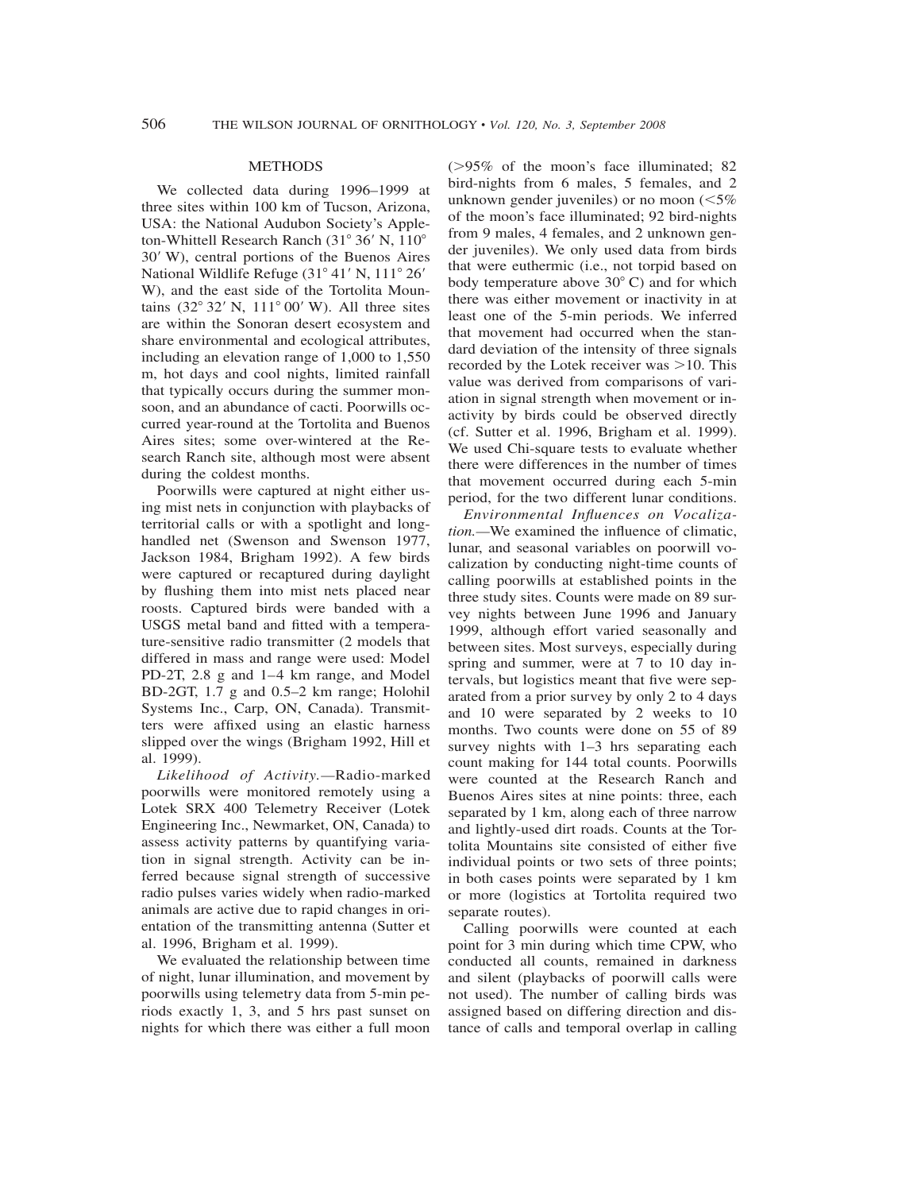## METHODS

We collected data during 1996–1999 at three sites within 100 km of Tucson, Arizona, USA: the National Audubon Society's Appleton-Whittell Research Ranch (31° 36′ N, 110° 30′ W), central portions of the Buenos Aires National Wildlife Refuge (31° 41′ N, 111° 26′ W), and the east side of the Tortolita Mountains (32° 32′ N, 111° 00′ W). All three sites are within the Sonoran desert ecosystem and share environmental and ecological attributes, including an elevation range of 1,000 to 1,550 m, hot days and cool nights, limited rainfall that typically occurs during the summer monsoon, and an abundance of cacti. Poorwills occurred year-round at the Tortolita and Buenos Aires sites; some over-wintered at the Research Ranch site, although most were absent during the coldest months.

Poorwills were captured at night either using mist nets in conjunction with playbacks of territorial calls or with a spotlight and long-handled net (Swenson and Swenson 1977, Jackson 1984, Brigham 1992). A few birds were captured or recaptured during daylight by flushing them into mist nets placed near roosts. Captured birds were banded with a USGS metal band and fitted with a temperature-sensitive radio transmitter (2 models that differed in mass and range were used: Model PD-2T, 2.8 g and 1–4 km range, and Model BD-2GT, 1.7 g and 0.5–2 km range; Holohil Systems Inc., Carp, ON, Canada). Transmitters were affixed using an elastic harness slipped over the wings (Brigham 1992, Hill et al. 1999).

*Likelihood of Activity.*—Radio-marked poorwills were monitored remotely using a Lotek SRX 400 Telemetry Receiver (Lotek Engineering Inc., Newmarket, ON, Canada) to assess activity patterns by quantifying variation in signal strength. Activity can be inferred because signal strength of successive radio pulses varies widely when radio-marked animals are active due to rapid changes in orientation of the transmitting antenna (Sutter et al. 1996, Brigham et al. 1999).

We evaluated the relationship between time of night, lunar illumination, and movement by poorwills using telemetry data from 5-min periods exactly 1, 3, and 5 hrs past sunset on nights for which there was either a full moon (>95% of the moon's face illuminated; 82 bird-nights from 6 males, 5 females, and 2 unknown gender juveniles) or no moon (<5% of the moon's face illuminated; 92 bird-nights from 9 males, 4 females, and 2 unknown gender juveniles). We only used data from birds that were euthermic (i.e., not torpid based on body temperature above 30° C) and for which there was either movement or inactivity in at least one of the 5-min periods. We inferred that movement had occurred when the standard deviation of the intensity of three signals recorded by the Lotek receiver was >10. This value was derived from comparisons of variation in signal strength when movement or inactivity by birds could be observed directly (cf. Sutter et al. 1996, Brigham et al. 1999). We used Chi-square tests to evaluate whether there were differences in the number of times that movement occurred during each 5-min period, for the two different lunar conditions.

*Environmental Influences on Vocalization.*—We examined the influence of climatic, lunar, and seasonal variables on poorwill vocalization by conducting night-time counts of calling poorwills at established points in the three study sites. Counts were made on 89 survey nights between June 1996 and January 1999, although effort varied seasonally and between sites. Most surveys, especially during spring and summer, were at 7 to 10 day intervals, but logistics meant that five were separated from a prior survey by only 2 to 4 days and 10 were separated by 2 weeks to 10 months. Two counts were done on 55 of 89 survey nights with 1–3 hrs separating each count making for 144 total counts. Poorwills were counted at the Research Ranch and Buenos Aires sites at nine points: three, each separated by 1 km, along each of three narrow and lightly-used dirt roads. Counts at the Tortolita Mountains site consisted of either five individual points or two sets of three points; in both cases points were separated by 1 km or more (logistics at Tortolita required two separate routes).

Calling poorwills were counted at each point for 3 min during which time CPW, who conducted all counts, remained in darkness and silent (playbacks of poorwill calls were not used). The number of calling birds was assigned based on differing direction and distance of calls and temporal overlap in calling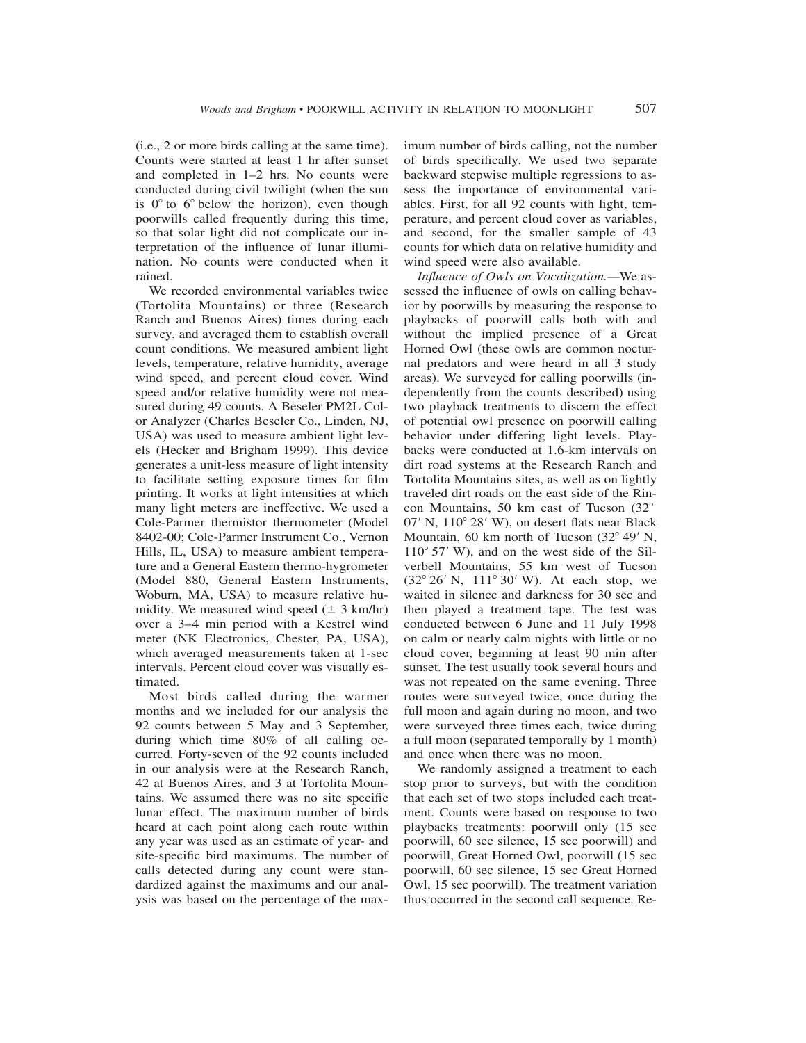(i.e., 2 or more birds calling at the same time). Counts were started at least 1 hr after sunset and completed in 1–2 hrs. No counts were conducted during civil twilight (when the sun is 0° to 6° below the horizon), even though poorwills called frequently during this time, so that solar light did not complicate our interpretation of the influence of lunar illumination. No counts were conducted when it rained.

We recorded environmental variables twice (Tortolita Mountains) or three (Research Ranch and Buenos Aires) times during each survey, and averaged them to establish overall count conditions. We measured ambient light levels, temperature, relative humidity, average wind speed, and percent cloud cover. Wind speed and/or relative humidity were not measured during 49 counts. A Beseler PM2L Color Analyzer (Charles Beseler Co., Linden, NJ, USA) was used to measure ambient light levels (Hecker and Brigham 1999). This device generates a unit-less measure of light intensity to facilitate setting exposure times for film printing. It works at light intensities at which many light meters are ineffective. We used a Cole-Parmer thermistor thermometer (Model 8402-00; Cole-Parmer Instrument Co., Vernon Hills, IL, USA) to measure ambient temperature and a General Eastern thermo-hygrometer (Model 880, General Eastern Instruments, Woburn, MA, USA) to measure relative humidity. We measured wind speed (± 3 km/hr) over a 3–4 min period with a Kestrel wind meter (NK Electronics, Chester, PA, USA), which averaged measurements taken at 1-sec intervals. Percent cloud cover was visually estimated.

Most birds called during the warmer months and we included for our analysis the 92 counts between 5 May and 3 September, during which time 80% of all calling occurred. Forty-seven of the 92 counts included in our analysis were at the Research Ranch, 42 at Buenos Aires, and 3 at Tortolita Mountains. We assumed there was no site specific lunar effect. The maximum number of birds heard at each point along each route within any year was used as an estimate of year- and site-specific bird maximums. The number of calls detected during any count were standardized against the maximums and our analysis was based on the percentage of the maximum number of birds calling, not the number of birds specifically. We used two separate backward stepwise multiple regressions to assess the importance of environmental variables. First, for all 92 counts with light, temperature, and percent cloud cover as variables, and second, for the smaller sample of 43 counts for which data on relative humidity and wind speed were also available.

*Influence of Owls on Vocalization.*—We assessed the influence of owls on calling behavior by poorwills by measuring the response to playbacks of poorwill calls both with and without the implied presence of a Great Horned Owl (these owls are common nocturnal predators and were heard in all 3 study areas). We surveyed for calling poorwills (independently from the counts described) using two playback treatments to discern the effect of potential owl presence on poorwill calling behavior under differing light levels. Playbacks were conducted at 1.6-km intervals on dirt road systems at the Research Ranch and Tortolita Mountains sites, as well as on lightly traveled dirt roads on the east side of the Rincon Mountains, 50 km east of Tucson (32° 07′ N, 110° 28′ W), on desert flats near Black Mountain, 60 km north of Tucson (32° 49′ N, 110° 57′ W), and on the west side of the Silverbell Mountains, 55 km west of Tucson (32° 26′ N, 111° 30′ W). At each stop, we waited in silence and darkness for 30 sec and then played a treatment tape. The test was conducted between 6 June and 11 July 1998 on calm or nearly calm nights with little or no cloud cover, beginning at least 90 min after sunset. The test usually took several hours and was not repeated on the same evening. Three routes were surveyed twice, once during the full moon and again during no moon, and two were surveyed three times each, twice during a full moon (separated temporally by 1 month) and once when there was no moon.

We randomly assigned a treatment to each stop prior to surveys, but with the condition that each set of two stops included each treatment. Counts were based on response to two playbacks treatments: poorwill only (15 sec poorwill, 60 sec silence, 15 sec poorwill) and poorwill, Great Horned Owl, poorwill (15 sec poorwill, 60 sec silence, 15 sec Great Horned Owl, 15 sec poorwill). The treatment variation thus occurred in the second call sequence. Re-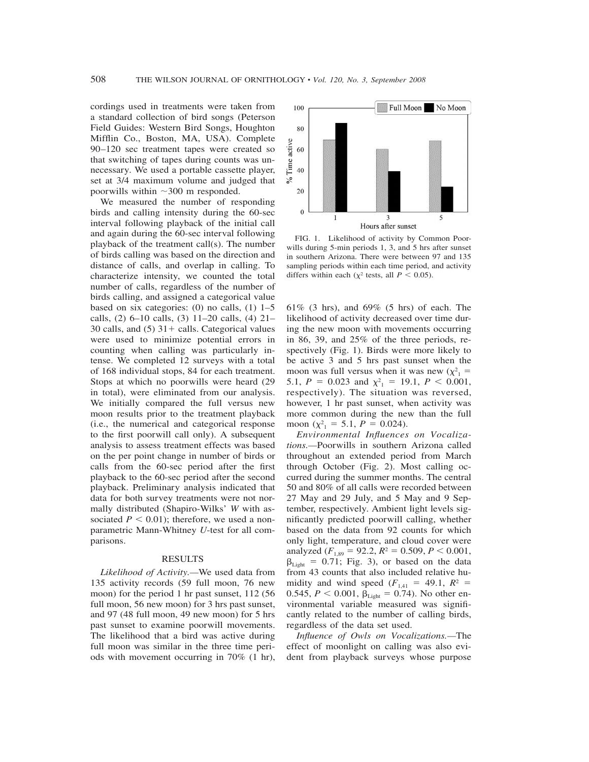cordings used in treatments were taken from a standard collection of bird songs (Peterson Field Guides: Western Bird Songs, Houghton Mifflin Co., Boston, MA, USA). Complete 90–120 sec treatment tapes were created so that switching of tapes during counts was unnecessary. We used a portable cassette player, set at 3/4 maximum volume and judged that poorwills within ~300 m responded.

We measured the number of responding birds and calling intensity during the 60-sec interval following playback of the initial call and again during the 60-sec interval following playback of the treatment call(s). The number of birds calling was based on the direction and distance of calls, and overlap in calling. To characterize intensity, we counted the total number of calls, regardless of the number of birds calling, and assigned a categorical value based on six categories: (0) no calls, (1) 1–5 calls, (2) 6–10 calls, (3) 11–20 calls, (4) 21–30 calls, and (5) 31+ calls. Categorical values were used to minimize potential errors in counting when calling was particularly intense. We completed 12 surveys with a total of 168 individual stops, 84 for each treatment. Stops at which no poorwills were heard (29 in total), were eliminated from our analysis. We initially compared the full versus new moon results prior to the treatment playback (i.e., the numerical and categorical response to the first poorwill call only). A subsequent analysis to assess treatment effects was based on the per point change in number of birds or calls from the 60-sec period after the first playback to the 60-sec period after the second playback. Preliminary analysis indicated that data for both survey treatments were not normally distributed (Shapiro-Wilks' $W$ with associated $P < 0.01$); therefore, we used a non-parametric Mann-Whitney $U$-test for all comparisons.

## RESULTS

*Likelihood of Activity.*—We used data from 135 activity records (59 full moon, 76 new moon) for the period 1 hr past sunset, 112 (56 full moon, 56 new moon) for 3 hrs past sunset, and 97 (48 full moon, 49 new moon) for 5 hrs past sunset to examine poorwill movements. The likelihood that a bird was active during full moon was similar in the three time periods with movement occurring in 70% (1 hr), 61% (3 hrs), and 69% (5 hrs) of each. The likelihood of activity decreased over time during the new moon with movements occurring in 86, 39, and 25% of the three periods, respectively (Fig. 1). Birds were more likely to be active 3 and 5 hrs past sunset when the moon was full versus when it was new ($\chi^2_1 = 5.1$, $P = 0.023$ and $\chi^2_1 = 19.1$, $P < 0.001$, respectively). The situation was reversed, however, 1 hr past sunset, when activity was more common during the new than the full moon ($\chi^2_1 = 5.1$, $P = 0.024$).

FIG. 1. Likelihood of activity by Common Poorwills during 5-min periods 1, 3, and 5 hrs after sunset in southern Arizona. There were between 97 and 135 sampling periods within each time period, and activity differs within each ($\chi^2$ tests, all $P < 0.05$).

*Environmental Influences on Vocalizations.*—Poorwills in southern Arizona called throughout an extended period from March through October (Fig. 2). Most calling occurred during the summer months. The central 50 and 80% of all calls were recorded between 27 May and 29 July, and 5 May and 9 September, respectively. Ambient light levels significantly predicted poorwill calling, whether based on the data from 92 counts for which only light, temperature, and cloud cover were analyzed ($F_{1,89} = 92.2$, $R^2 = 0.509$, $P < 0.001$, $\beta_{\text{Light}} = 0.71$; Fig. 3), or based on the data from 43 counts that also included relative humidity and wind speed ($F_{1,41} = 49.1$, $R^2 = 0.545$, $P < 0.001$, $\beta_{\text{Light}} = 0.74$). No other environmental variable measured was significantly related to the number of calling birds, regardless of the data set used.

*Influence of Owls on Vocalizations.*—The effect of moonlight on calling was also evident from playback surveys whose purpose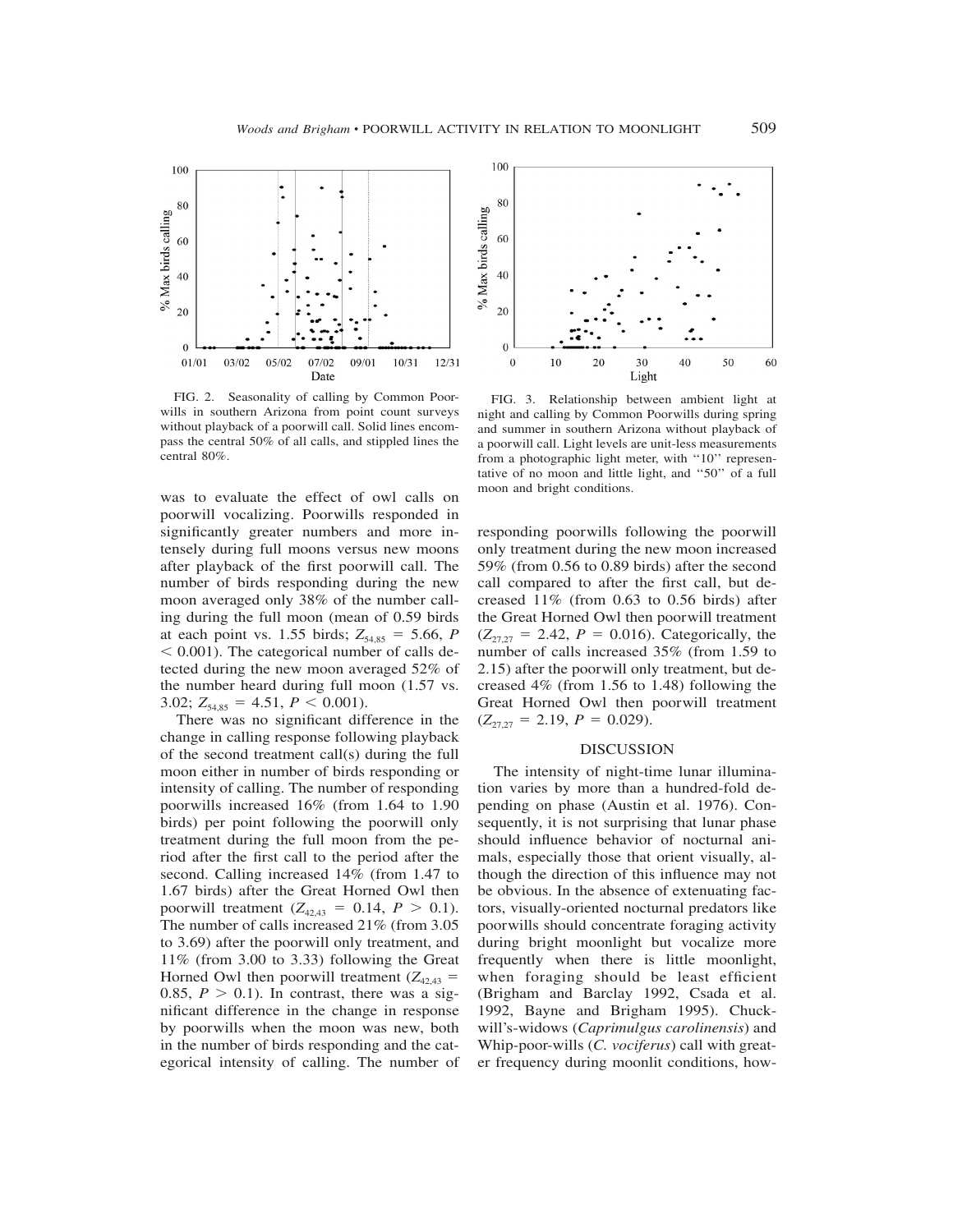FIG. 2. Seasonality of calling by Common Poorwills in southern Arizona from point count surveys without playback of a poorwill call. Solid lines encompass the central 50% of all calls, and stippled lines the central 80%.

FIG. 3. Relationship between ambient light at night and calling by Common Poorwills during spring and summer in southern Arizona without playback of a poorwill call. Light levels are unit-less measurements from a photographic light meter, with ''10'' representative of no moon and little light, and ''50'' of a full moon and bright conditions.

was to evaluate the effect of owl calls on poorwill vocalizing. Poorwills responded in significantly greater numbers and more intensely during full moons versus new moons after playback of the first poorwill call. The number of birds responding during the new moon averaged only 38% of the number calling during the full moon (mean of 0.59 birds at each point vs. 1.55 birds; $Z_{54,85} = 5.66$, $P < 0.001$). The categorical number of calls detected during the new moon averaged 52% of the number heard during full moon (1.57 vs. 3.02; $Z_{54,85} = 4.51$, $P < 0.001$).

There was no significant difference in the change in calling response following playback of the second treatment call(s) during the full moon either in number of birds responding or intensity of calling. The number of responding poorwills increased 16% (from 1.64 to 1.90 birds) per point following the poorwill only treatment during the full moon from the period after the first call to the period after the second. Calling increased 14% (from 1.47 to 1.67 birds) after the Great Horned Owl then poorwill treatment ($Z_{42,43} = 0.14$, $P > 0.1$). The number of calls increased 21% (from 3.05 to 3.69) after the poorwill only treatment, and 11% (from 3.00 to 3.33) following the Great Horned Owl then poorwill treatment ($Z_{42,43} = 0.85$, $P > 0.1$). In contrast, there was a significant difference in the change in response by poorwills when the moon was new, both in the number of birds responding and the categorical intensity of calling. The number of responding poorwills following the poorwill only treatment during the new moon increased 59% (from 0.56 to 0.89 birds) after the second call compared to after the first call, but decreased 11% (from 0.63 to 0.56 birds) after the Great Horned Owl then poorwill treatment ($Z_{27,27} = 2.42$, $P = 0.016$). Categorically, the number of calls increased 35% (from 1.59 to 2.15) after the poorwill only treatment, but decreased 4% (from 1.56 to 1.48) following the Great Horned Owl then poorwill treatment ($Z_{27,27} = 2.19$, $P = 0.029$).

## DISCUSSION

The intensity of night-time lunar illumination varies by more than a hundred-fold depending on phase (Austin et al. 1976). Consequently, it is not surprising that lunar phase should influence behavior of nocturnal animals, especially those that orient visually, although the direction of this influence may not be obvious. In the absence of extenuating factors, visually-oriented nocturnal predators like poorwills should concentrate foraging activity during bright moonlight but vocalize more frequently when there is little moonlight, when foraging should be least efficient (Brigham and Barclay 1992, Csada et al. 1992, Bayne and Brigham 1995). Chuck-will's-widows (*Caprimulgus carolinensis*) and Whip-poor-wills (*C. vociferus*) call with greater frequency during moonlit conditions, how-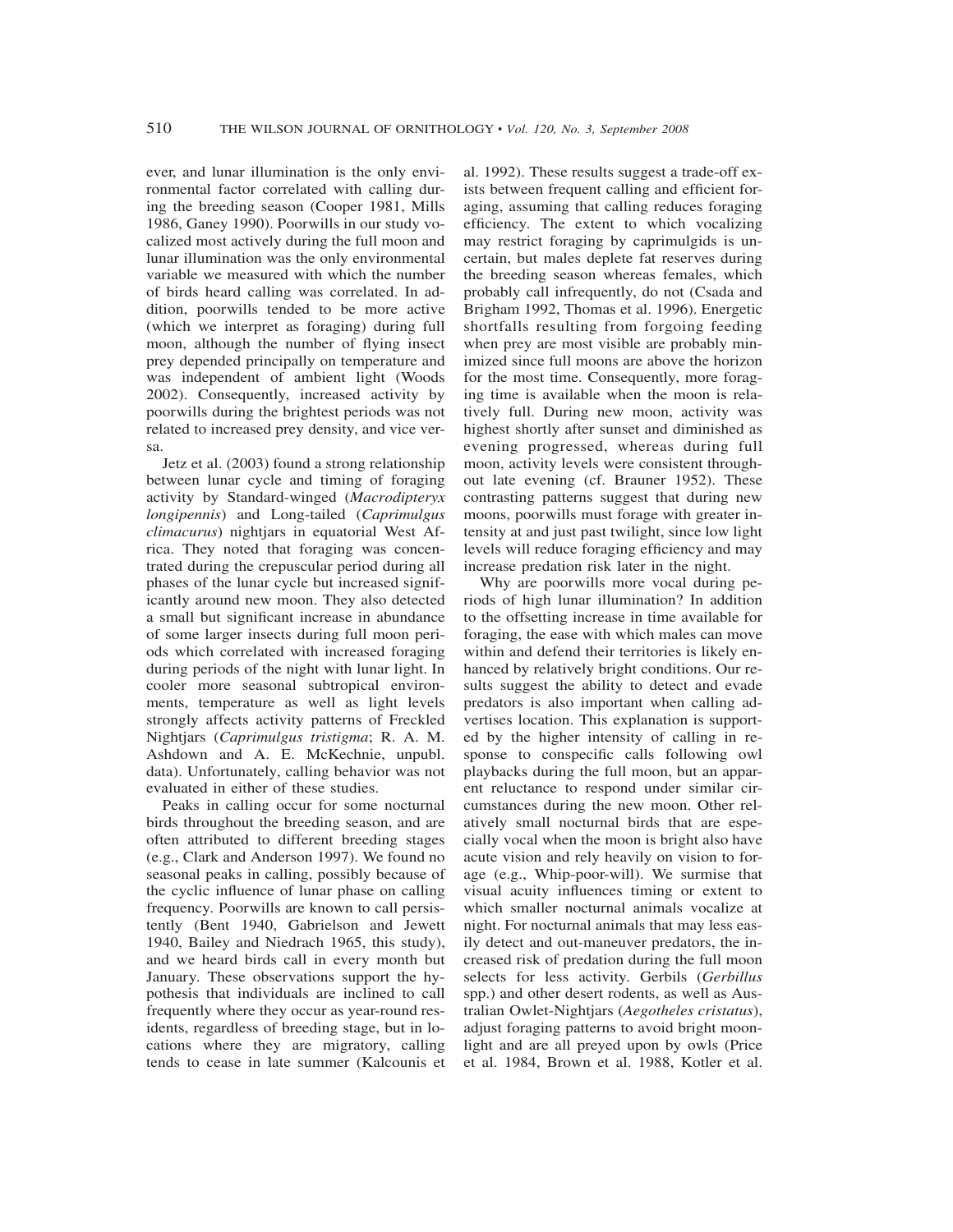ever, and lunar illumination is the only environmental factor correlated with calling during the breeding season (Cooper 1981, Mills 1986, Ganey 1990). Poorwills in our study vocalized most actively during the full moon and lunar illumination was the only environmental variable we measured with which the number of birds heard calling was correlated. In addition, poorwills tended to be more active (which we interpret as foraging) during full moon, although the number of flying insect prey depended principally on temperature and was independent of ambient light (Woods 2002). Consequently, increased activity by poorwills during the brightest periods was not related to increased prey density, and vice versa.

Jetz et al. (2003) found a strong relationship between lunar cycle and timing of foraging activity by Standard-winged (*Macrodipteryx longipennis*) and Long-tailed (*Caprimulgus climacurus*) nightjars in equatorial West Africa. They noted that foraging was concentrated during the crepuscular period during all phases of the lunar cycle but increased significantly around new moon. They also detected a small but significant increase in abundance of some larger insects during full moon periods which correlated with increased foraging during periods of the night with lunar light. In cooler more seasonal subtropical environments, temperature as well as light levels strongly affects activity patterns of Freckled Nightjars (*Caprimulgus tristigma*; R. A. M. Ashdown and A. E. McKechnie, unpubl. data). Unfortunately, calling behavior was not evaluated in either of these studies.

Peaks in calling occur for some nocturnal birds throughout the breeding season, and are often attributed to different breeding stages (e.g., Clark and Anderson 1997). We found no seasonal peaks in calling, possibly because of the cyclic influence of lunar phase on calling frequency. Poorwills are known to call persistently (Bent 1940, Gabrielson and Jewett 1940, Bailey and Niedrach 1965, this study), and we heard birds call in every month but January. These observations support the hypothesis that individuals are inclined to call frequently where they occur as year-round residents, regardless of breeding stage, but in locations where they are migratory, calling tends to cease in late summer (Kalcounis et al. 1992). These results suggest a trade-off exists between frequent calling and efficient foraging, assuming that calling reduces foraging efficiency. The extent to which vocalizing may restrict foraging by caprimulgids is uncertain, but males deplete fat reserves during the breeding season whereas females, which probably call infrequently, do not (Csada and Brigham 1992, Thomas et al. 1996). Energetic shortfalls resulting from forgoing feeding when prey are most visible are probably minimized since full moons are above the horizon for the most time. Consequently, more foraging time is available when the moon is relatively full. During new moon, activity was highest shortly after sunset and diminished as evening progressed, whereas during full moon, activity levels were consistent throughout late evening (cf. Brauner 1952). These contrasting patterns suggest that during new moons, poorwills must forage with greater intensity at and just past twilight, since low light levels will reduce foraging efficiency and may increase predation risk later in the night.

Why are poorwills more vocal during periods of high lunar illumination? In addition to the offsetting increase in time available for foraging, the ease with which males can move within and defend their territories is likely enhanced by relatively bright conditions. Our results suggest the ability to detect and evade predators is also important when calling advertises location. This explanation is supported by the higher intensity of calling in response to conspecific calls following owl playbacks during the full moon, but an apparent reluctance to respond under similar circumstances during the new moon. Other relatively small nocturnal birds that are especially vocal when the moon is bright also have acute vision and rely heavily on vision to forage (e.g., Whip-poor-will). We surmise that visual acuity influences timing or extent to which smaller nocturnal animals vocalize at night. For nocturnal animals that may less easily detect and out-maneuver predators, the increased risk of predation during the full moon selects for less activity. Gerbils (*Gerbillus* spp.) and other desert rodents, as well as Australian Owlet-Nightjars (*Aegotheles cristatus*), adjust foraging patterns to avoid bright moonlight and are all preyed upon by owls (Price et al. 1984, Brown et al. 1988, Kotler et al.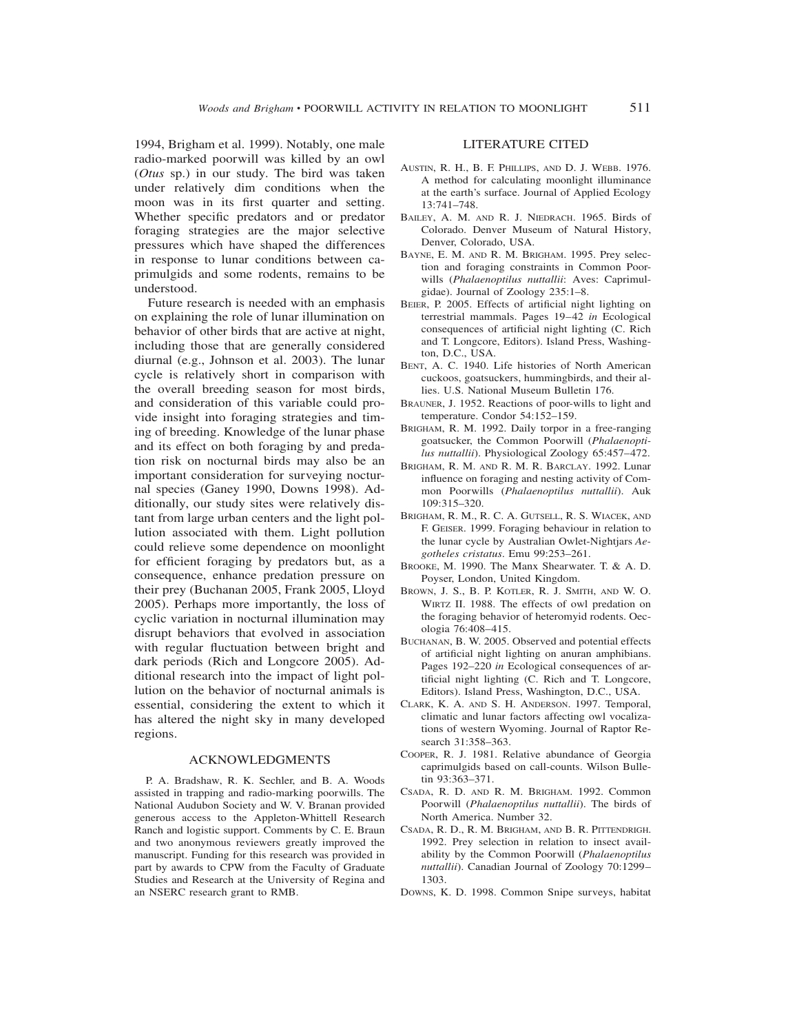1994, Brigham et al. 1999). Notably, one male radio-marked poorwill was killed by an owl (*Otus* sp.) in our study. The bird was taken under relatively dim conditions when the moon was in its first quarter and setting. Whether specific predators and or predator foraging strategies are the major selective pressures which have shaped the differences in response to lunar conditions between caprimulgids and some rodents, remains to be understood.

Future research is needed with an emphasis on explaining the role of lunar illumination on behavior of other birds that are active at night, including those that are generally considered diurnal (e.g., Johnson et al. 2003). The lunar cycle is relatively short in comparison with the overall breeding season for most birds, and consideration of this variable could provide insight into foraging strategies and timing of breeding. Knowledge of the lunar phase and its effect on both foraging by and predation risk on nocturnal birds may also be an important consideration for surveying nocturnal species (Ganey 1990, Downs 1998). Additionally, our study sites were relatively distant from large urban centers and the light pollution associated with them. Light pollution could relieve some dependence on moonlight for efficient foraging by predators but, as a consequence, enhance predation pressure on their prey (Buchanan 2005, Frank 2005, Lloyd 2005). Perhaps more importantly, the loss of cyclic variation in nocturnal illumination may disrupt behaviors that evolved in association with regular fluctuation between bright and dark periods (Rich and Longcore 2005). Additional research into the impact of light pollution on the behavior of nocturnal animals is essential, considering the extent to which it has altered the night sky in many developed regions.

## ACKNOWLEDGMENTS

P. A. Bradshaw, R. K. Sechler, and B. A. Woods assisted in trapping and radio-marking poorwills. The National Audubon Society and W. V. Branan provided generous access to the Appleton-Whittell Research Ranch and logistic support. Comments by C. E. Braun and two anonymous reviewers greatly improved the manuscript. Funding for this research was provided in part by awards to CPW from the Faculty of Graduate Studies and Research at the University of Regina and an NSERC research grant to RMB.

## LITERATURE CITED

Austin, R. H., B. F. Phillips, and D. J. Webb. 1976. A method for calculating moonlight illuminance at the earth's surface. Journal of Applied Ecology 13:741–748.

Bailey, A. M. and R. J. Niedrach. 1965. Birds of Colorado. Denver Museum of Natural History, Denver, Colorado, USA.

Bayne, E. M. and R. M. Brigham. 1995. Prey selection and foraging constraints in Common Poorwills (*Phalaenoptilus nuttallii*: Aves: Caprimulgidae). Journal of Zoology 235:1–8.

Beier, P. 2005. Effects of artificial night lighting on terrestrial mammals. Pages 19–42 *in* Ecological consequences of artificial night lighting (C. Rich and T. Longcore, Editors). Island Press, Washington, D.C., USA.

Bent, A. C. 1940. Life histories of North American cuckoos, goatsuckers, hummingbirds, and their allies. U.S. National Museum Bulletin 176.

Brauner, J. 1952. Reactions of poor-wills to light and temperature. Condor 54:152–159.

Brigham, R. M. 1992. Daily torpor in a free-ranging goatsucker, the Common Poorwill (*Phalaenoptilus nuttallii*). Physiological Zoology 65:457–472.

Brigham, R. M. and R. M. R. Barclay. 1992. Lunar influence on foraging and nesting activity of Common Poorwills (*Phalaenoptilus nuttallii*). Auk 109:315–320.

Brigham, R. M., R. C. A. Gutsell, R. S. Wiacek, and F. Geiser. 1999. Foraging behaviour in relation to the lunar cycle by Australian Owlet-Nightjars *Aegotheles cristatus*. Emu 99:253–261.

Brooke, M. 1990. The Manx Shearwater. T. & A. D. Poyser, London, United Kingdom.

Brown, J. S., B. P. Kotler, R. J. Smith, and W. O. Wirtz II. 1988. The effects of owl predation on the foraging behavior of heteromyid rodents. Oecologia 76:408–415.

Buchanan, B. W. 2005. Observed and potential effects of artificial night lighting on anuran amphibians. Pages 192–220 *in* Ecological consequences of artificial night lighting (C. Rich and T. Longcore, Editors). Island Press, Washington, D.C., USA.

Clark, K. A. and S. H. Anderson. 1997. Temporal, climatic and lunar factors affecting owl vocalizations of western Wyoming. Journal of Raptor Research 31:358–363.

Cooper, R. J. 1981. Relative abundance of Georgia caprimulgids based on call-counts. Wilson Bulletin 93:363–371.

Csada, R. D. and R. M. Brigham. 1992. Common Poorwill (*Phalaenoptilus nuttallii*). The birds of North America. Number 32.

Csada, R. D., R. M. Brigham, and B. R. Pittendrigh. 1992. Prey selection in relation to insect availability by the Common Poorwill (*Phalaenoptilus nuttallii*). Canadian Journal of Zoology 70:1299–1303.

Downs, K. D. 1998. Common Snipe surveys, habitat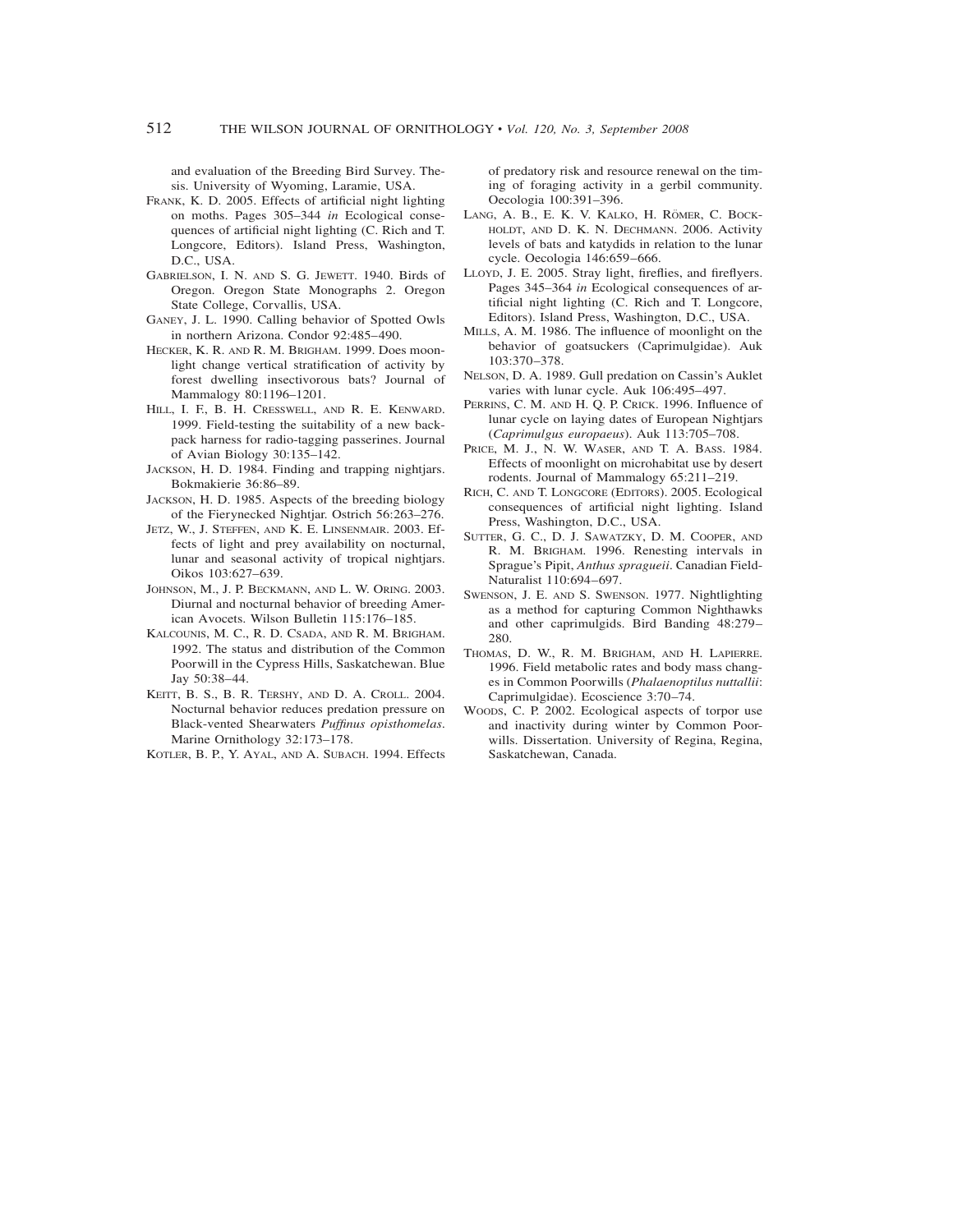and evaluation of the Breeding Bird Survey. Thesis. University of Wyoming, Laramie, USA.

FRANK, K. D. 2005. Effects of artificial night lighting on moths. Pages 305–344 *in* Ecological consequences of artificial night lighting (C. Rich and T. Longcore, Editors). Island Press, Washington, D.C., USA.

GABRIELSON, I. N. AND S. G. JEWETT. 1940. Birds of Oregon. Oregon State Monographs 2. Oregon State College, Corvallis, USA.

GANEY, J. L. 1990. Calling behavior of Spotted Owls in northern Arizona. Condor 92:485–490.

HECKER, K. R. AND R. M. BRIGHAM. 1999. Does moonlight change vertical stratification of activity by forest dwelling insectivorous bats? Journal of Mammalogy 80:1196–1201.

HILL, I. F., B. H. CRESSWELL, AND R. E. KENWARD. 1999. Field-testing the suitability of a new backpack harness for radio-tagging passerines. Journal of Avian Biology 30:135–142.

JACKSON, H. D. 1984. Finding and trapping nightjars. Bokmakierie 36:86–89.

JACKSON, H. D. 1985. Aspects of the breeding biology of the Fierynecked Nightjar. Ostrich 56:263–276.

JETZ, W., J. STEFFEN, AND K. E. LINSENMAIR. 2003. Effects of light and prey availability on nocturnal, lunar and seasonal activity of tropical nightjars. Oikos 103:627–639.

JOHNSON, M., J. P. BECKMANN, AND L. W. ORING. 2003. Diurnal and nocturnal behavior of breeding American Avocets. Wilson Bulletin 115:176–185.

KALCOUNIS, M. C., R. D. CSADA, AND R. M. BRIGHAM. 1992. The status and distribution of the Common Poorwill in the Cypress Hills, Saskatchewan. Blue Jay 50:38–44.

KEITT, B. S., B. R. TERSHY, AND D. A. CROLL. 2004. Nocturnal behavior reduces predation pressure on Black-vented Shearwaters *Puffinus opisthomelas*. Marine Ornithology 32:173–178.

KOTLER, B. P., Y. AYAL, AND A. SUBACH. 1994. Effects of predatory risk and resource renewal on the timing of foraging activity in a gerbil community. Oecologia 100:391–396.

LANG, A. B., E. K. V. KALKO, H. RÖMER, C. BOCKHOLDT, AND D. K. N. DECHMANN. 2006. Activity levels of bats and katydids in relation to the lunar cycle. Oecologia 146:659–666.

LLOYD, J. E. 2005. Stray light, fireflies, and fireflyers. Pages 345–364 *in* Ecological consequences of artificial night lighting (C. Rich and T. Longcore, Editors). Island Press, Washington, D.C., USA.

MILLS, A. M. 1986. The influence of moonlight on the behavior of goatsuckers (Caprimulgidae). Auk 103:370–378.

NELSON, D. A. 1989. Gull predation on Cassin's Auklet varies with lunar cycle. Auk 106:495–497.

PERRINS, C. M. AND H. Q. P. CRICK. 1996. Influence of lunar cycle on laying dates of European Nightjars (*Caprimulgus europaeus*). Auk 113:705–708.

PRICE, M. J., N. W. WASER, AND T. A. BASS. 1984. Effects of moonlight on microhabitat use by desert rodents. Journal of Mammalogy 65:211–219.

RICH, C. AND T. LONGCORE (EDITORS). 2005. Ecological consequences of artificial night lighting. Island Press, Washington, D.C., USA.

SUTTER, G. C., D. J. SAWATZKY, D. M. COOPER, AND R. M. BRIGHAM. 1996. Renesting intervals in Sprague's Pipit, *Anthus spragueii*. Canadian Field-Naturalist 110:694–697.

SWENSON, J. E. AND S. SWENSON. 1977. Nightlighting as a method for capturing Common Nighthawks and other caprimulgids. Bird Banding 48:279–280.

THOMAS, D. W., R. M. BRIGHAM, AND H. LAPIERRE. 1996. Field metabolic rates and body mass changes in Common Poorwills (*Phalaenoptilus nuttallii*: Caprimulgidae). Ecoscience 3:70–74.

WOODS, C. P. 2002. Ecological aspects of torpor use and inactivity during winter by Common Poorwills. Dissertation. University of Regina, Regina, Saskatchewan, Canada.